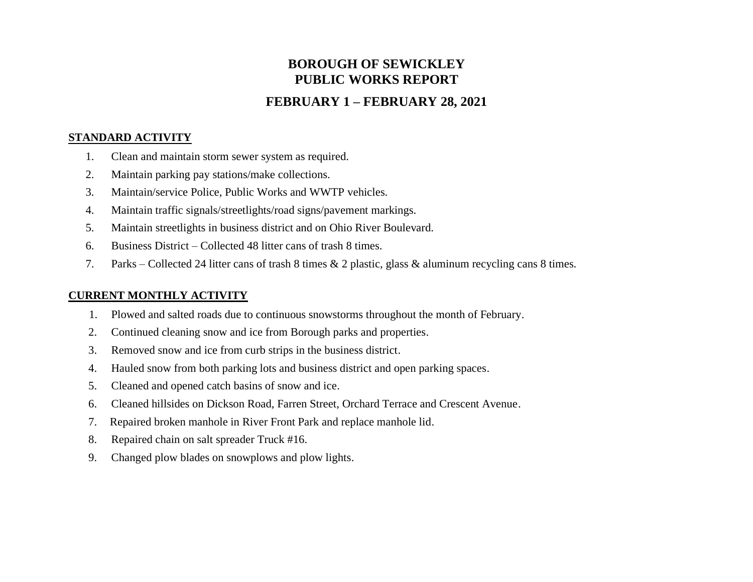# BOROUGH OF SEWICKLEY
# PUBLIC WORKS REPORT

## FEBRUARY 1 – FEBRUARY 28, 2021

**STANDARD ACTIVITY**

1. Clean and maintain storm sewer system as required.
2. Maintain parking pay stations/make collections.
3. Maintain/service Police, Public Works and WWTP vehicles.
4. Maintain traffic signals/streetlights/road signs/pavement markings.
5. Maintain streetlights in business district and on Ohio River Boulevard.
6. Business District – Collected 48 litter cans of trash 8 times.
7. Parks – Collected 24 litter cans of trash 8 times & 2 plastic, glass & aluminum recycling cans 8 times.

**CURRENT MONTHLY ACTIVITY**

1. Plowed and salted roads due to continuous snowstorms throughout the month of February.
2. Continued cleaning snow and ice from Borough parks and properties.
3. Removed snow and ice from curb strips in the business district.
4. Hauled snow from both parking lots and business district and open parking spaces.
5. Cleaned and opened catch basins of snow and ice.
6. Cleaned hillsides on Dickson Road, Farren Street, Orchard Terrace and Crescent Avenue.
7. Repaired broken manhole in River Front Park and replace manhole lid.
8. Repaired chain on salt spreader Truck #16.
9. Changed plow blades on snowplows and plow lights.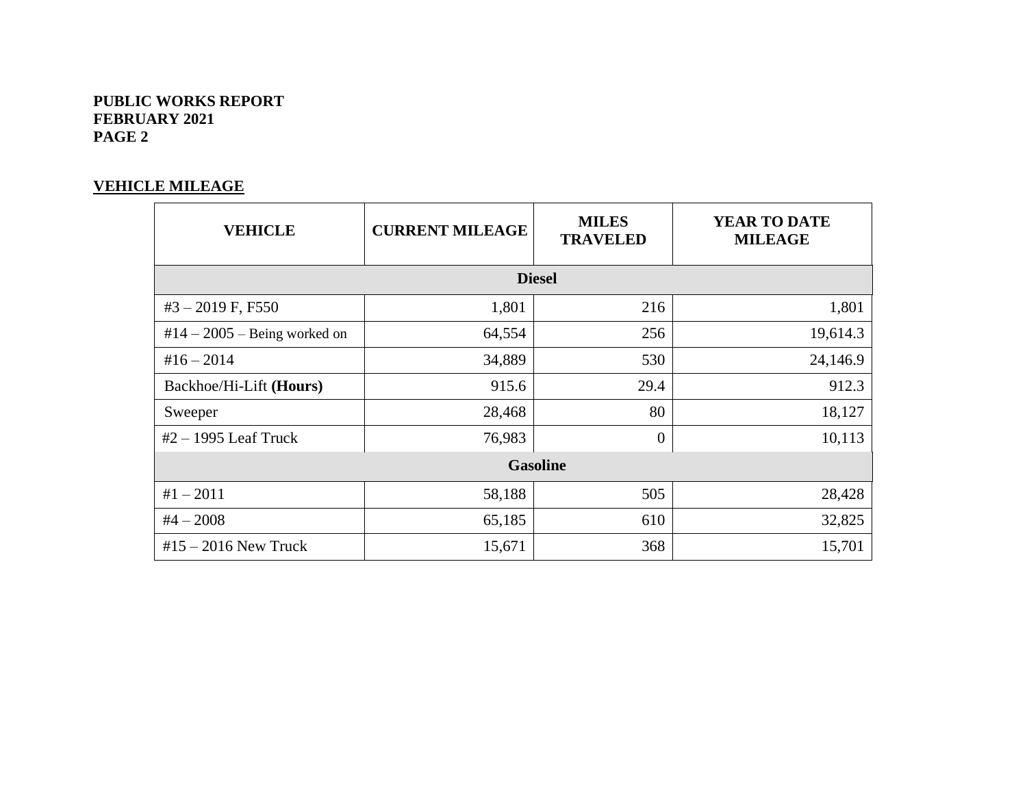**PUBLIC WORKS REPORT**
**FEBRUARY 2021**
**PAGE 2**

**VEHICLE MILEAGE**

| VEHICLE | CURRENT MILEAGE | MILES TRAVELED | YEAR TO DATE MILEAGE |
|---|---|---|---|
| **Diesel** | | | |
| #3 – 2019 F, F550 | 1,801 | 216 | 1,801 |
| #14 – 2005 – Being worked on | 64,554 | 256 | 19,614.3 |
| #16 – 2014 | 34,889 | 530 | 24,146.9 |
| Backhoe/Hi-Lift **(Hours)** | 915.6 | 29.4 | 912.3 |
| Sweeper | 28,468 | 80 | 18,127 |
| #2 – 1995 Leaf Truck | 76,983 | 0 | 10,113 |
| **Gasoline** | | | |
| #1 – 2011 | 58,188 | 505 | 28,428 |
| #4 – 2008 | 65,185 | 610 | 32,825 |
| #15 – 2016 New Truck | 15,671 | 368 | 15,701 |